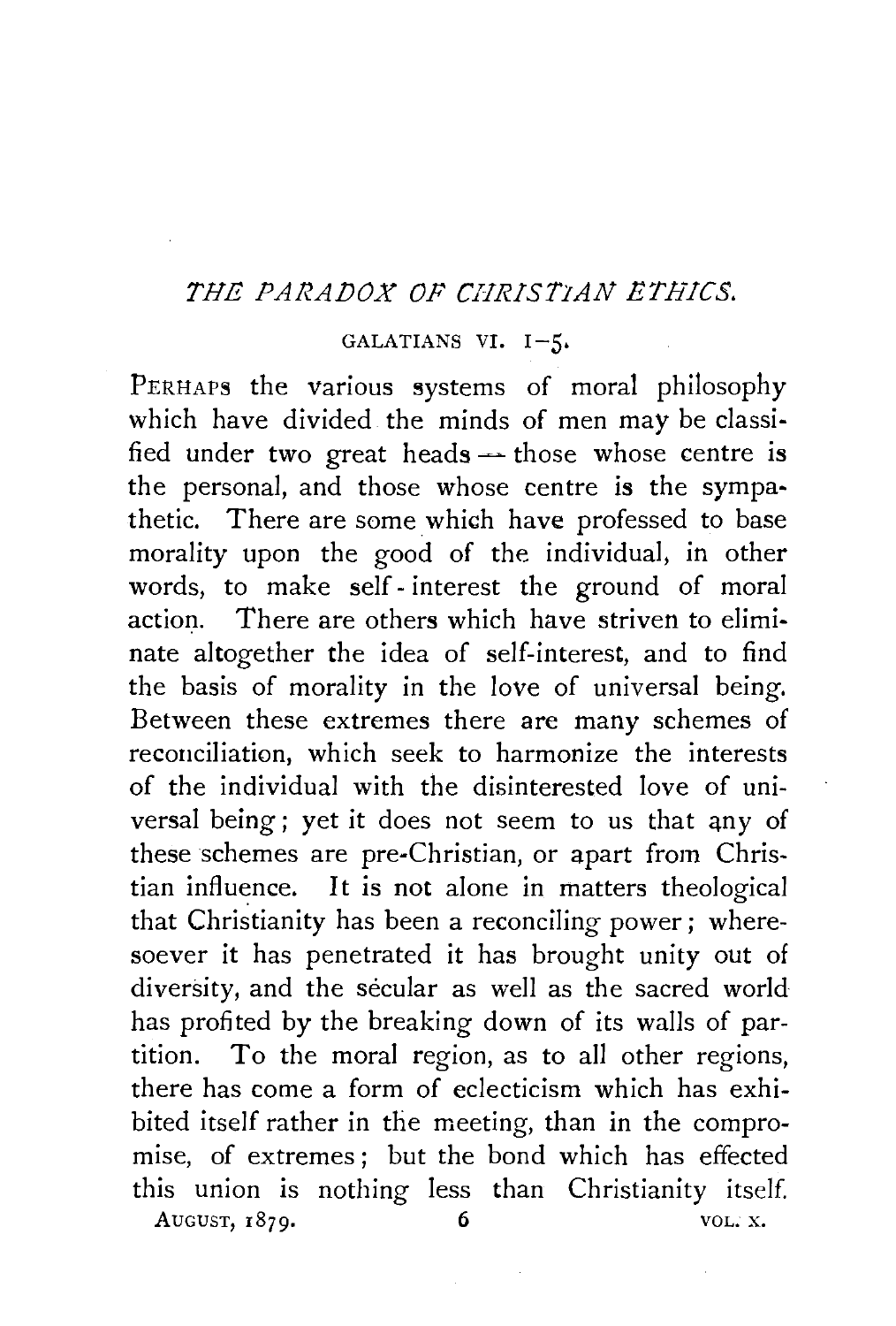# *THE PARADOX OF CHRISTIAN ETHICS.*

GALATIANS VI. 1–5.

PERHAPS the various systems of moral philosophy which have divided the minds of men may be classified under two great heads — those whose centre is the personal, and those whose centre is the sympathetic. There are some which have professed to base morality upon the good of the individual, in other words, to make self-interest the ground of moral action. There are others which have striven to eliminate altogether the idea of self-interest, and to find the basis of morality in the love of universal being. Between these extremes there are many schemes of reconciliation, which seek to harmonize the interests of the individual with the disinterested love of universal being; yet it does not seem to us that any of these schemes are pre-Christian, or apart from Christian influence. It is not alone in matters theological that Christianity has been a reconciling power; wheresoever it has penetrated it has brought unity out of diversity, and the secular as well as the sacred world has profited by the breaking down of its walls of partition. To the moral region, as to all other regions, there has come a form of eclecticism which has exhibited itself rather in the meeting, than in the compromise, of extremes; but the bond which has effected this union is nothing less than Christianity itself.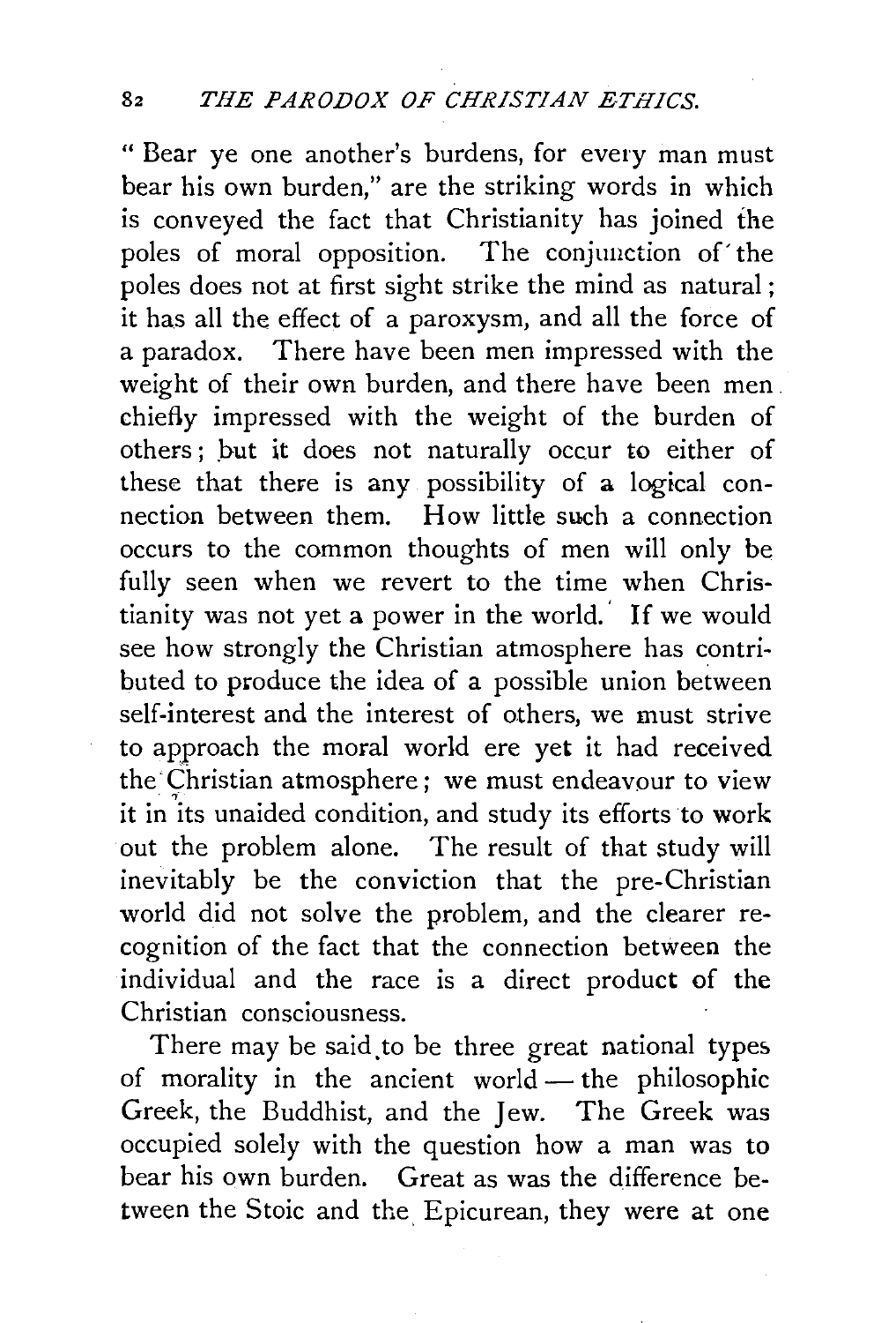" Bear ye one another's burdens, for every man must bear his own burden," are the striking words in which is conveyed the fact that Christianity has joined the poles of moral opposition. The conjunction of the poles does not at first sight strike the mind as natural; it has all the effect of a paroxysm, and all the force of a paradox. There have been men impressed with the weight of their own burden, and there have been men chiefly impressed with the weight of the burden of others; but it does not naturally occur to either of these that there is any possibility of a logical connection between them. How little such a connection occurs to the common thoughts of men will only be fully seen when we revert to the time when Christianity was not yet a power in the world. If we would see how strongly the Christian atmosphere has contributed to produce the idea of a possible union between self-interest and the interest of others, we must strive to approach the moral world ere yet it had received the Christian atmosphere; we must endeavour to view it in its unaided condition, and study its efforts to work out the problem alone. The result of that study will inevitably be the conviction that the pre-Christian world did not solve the problem, and the clearer recognition of the fact that the connection between the individual and the race is a direct product of the Christian consciousness.

There may be said to be three great national types of morality in the ancient world — the philosophic Greek, the Buddhist, and the Jew. The Greek was occupied solely with the question how a man was to bear his own burden. Great as was the difference between the Stoic and the Epicurean, they were at one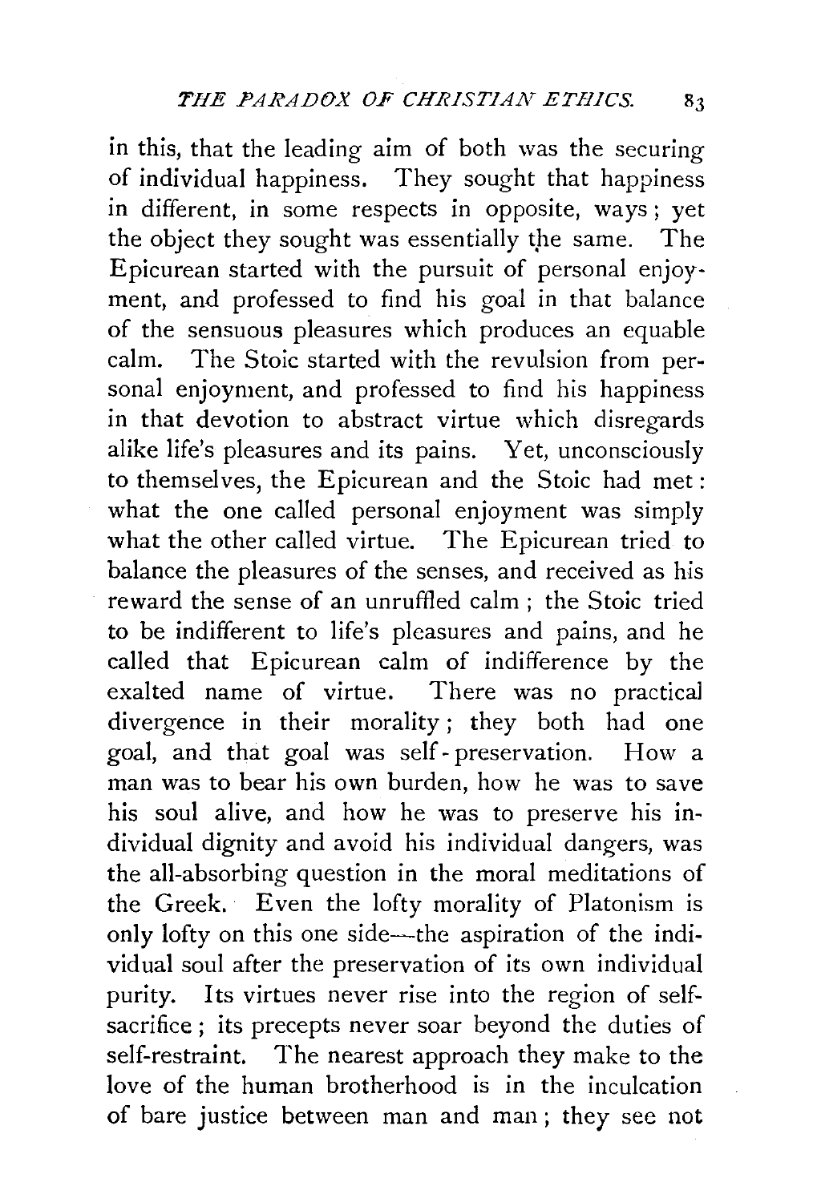in this, that the leading aim of both was the securing of individual happiness. They sought that happiness in different, in some respects in opposite, ways; yet the object they sought was essentially the same. The Epicurean started with the pursuit of personal enjoyment, and professed to find his goal in that balance of the sensuous pleasures which produces an equable calm. The Stoic started with the revulsion from personal enjoyment, and professed to find his happiness in that devotion to abstract virtue which disregards alike life's pleasures and its pains. Yet, unconsciously to themselves, the Epicurean and the Stoic had met: what the one called personal enjoyment was simply what the other called virtue. The Epicurean tried to balance the pleasures of the senses, and received as his reward the sense of an unruffled calm; the Stoic tried to be indifferent to life's pleasures and pains, and he called that Epicurean calm of indifference by the exalted name of virtue. There was no practical divergence in their morality; they both had one goal, and that goal was self-preservation. How a man was to bear his own burden, how he was to save his soul alive, and how he was to preserve his individual dignity and avoid his individual dangers, was the all-absorbing question in the moral meditations of the Greek. Even the lofty morality of Platonism is only lofty on this one side—the aspiration of the individual soul after the preservation of its own individual purity. Its virtues never rise into the region of self-sacrifice; its precepts never soar beyond the duties of self-restraint. The nearest approach they make to the love of the human brotherhood is in the inculcation of bare justice between man and man; they see not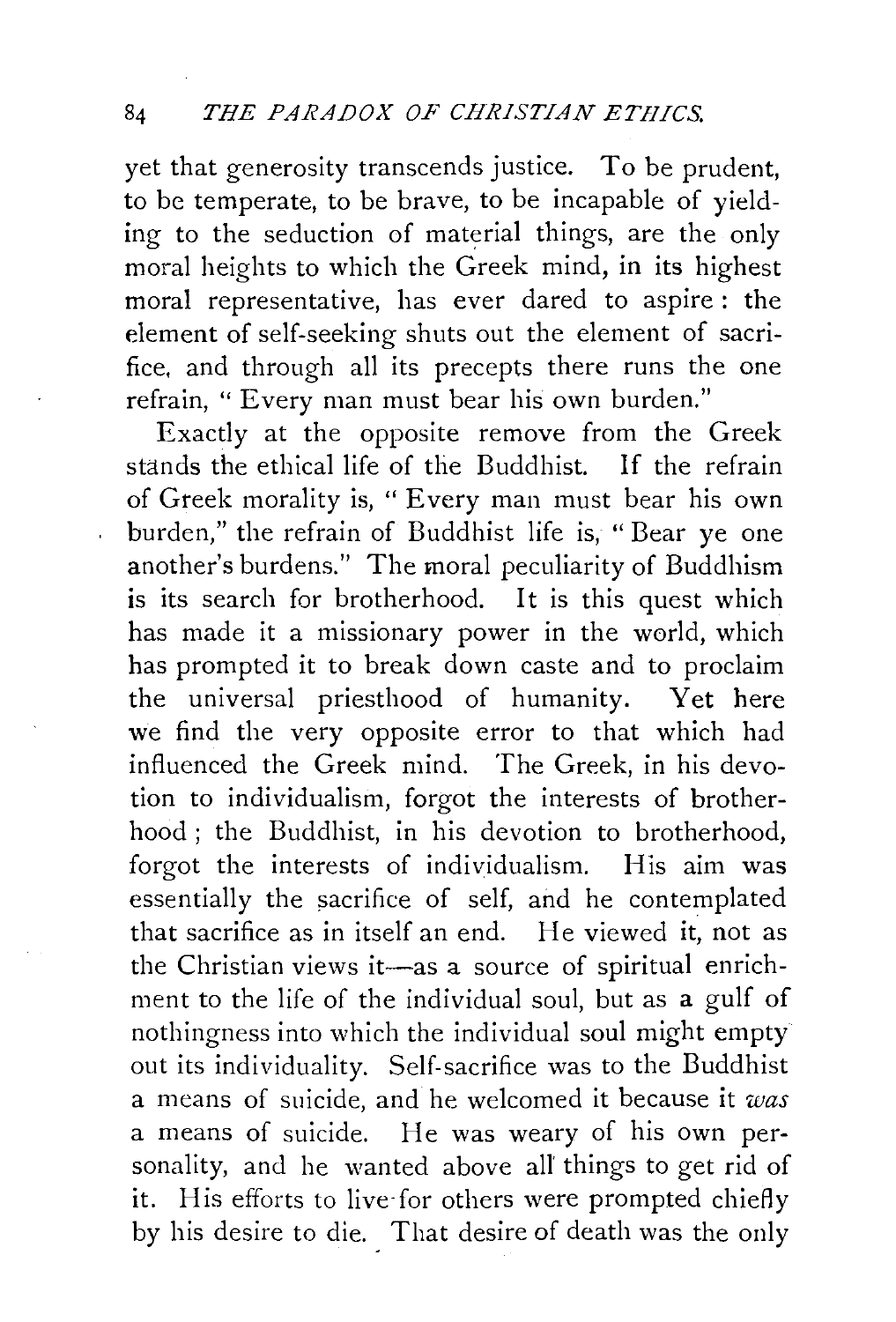yet that generosity transcends justice. To be prudent, to be temperate, to be brave, to be incapable of yielding to the seduction of material things, are the only moral heights to which the Greek mind, in its highest moral representative, has ever dared to aspire: the element of self-seeking shuts out the element of sacrifice, and through all its precepts there runs the one refrain, "Every man must bear his own burden."

Exactly at the opposite remove from the Greek stands the ethical life of the Buddhist. If the refrain of Greek morality is, "Every man must bear his own burden," the refrain of Buddhist life is, "Bear ye one another's burdens." The moral peculiarity of Buddhism is its search for brotherhood. It is this quest which has made it a missionary power in the world, which has prompted it to break down caste and to proclaim the universal priesthood of humanity. Yet here we find the very opposite error to that which had influenced the Greek mind. The Greek, in his devotion to individualism, forgot the interests of brotherhood; the Buddhist, in his devotion to brotherhood, forgot the interests of individualism. His aim was essentially the sacrifice of self, and he contemplated that sacrifice as in itself an end. He viewed it, not as the Christian views it—as a source of spiritual enrichment to the life of the individual soul, but as a gulf of nothingness into which the individual soul might empty out its individuality. Self-sacrifice was to the Buddhist a means of suicide, and he welcomed it because it *was* a means of suicide. He was weary of his own personality, and he wanted above all things to get rid of it. His efforts to live for others were prompted chiefly by his desire to die. That desire of death was the only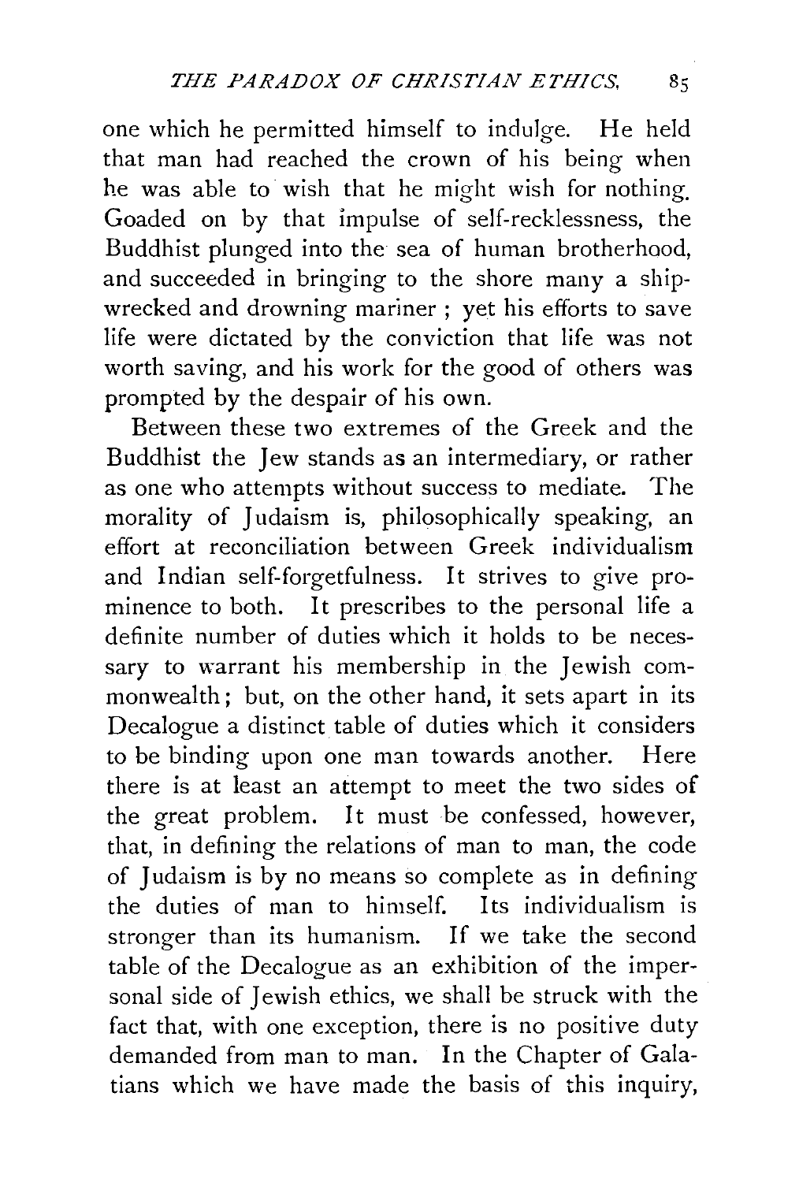one which he permitted himself to indulge. He held that man had reached the crown of his being when he was able to wish that he might wish for nothing. Goaded on by that impulse of self-recklessness, the Buddhist plunged into the sea of human brotherhood, and succeeded in bringing to the shore many a shipwrecked and drowning mariner ; yet his efforts to save life were dictated by the conviction that life was not worth saving, and his work for the good of others was prompted by the despair of his own.

Between these two extremes of the Greek and the Buddhist the Jew stands as an intermediary, or rather as one who attempts without success to mediate. The morality of Judaism is, philosophically speaking, an effort at reconciliation between Greek individualism and Indian self-forgetfulness. It strives to give prominence to both. It prescribes to the personal life a definite number of duties which it holds to be necessary to warrant his membership in the Jewish commonwealth; but, on the other hand, it sets apart in its Decalogue a distinct table of duties which it considers to be binding upon one man towards another. Here there is at least an attempt to meet the two sides of the great problem. It must be confessed, however, that, in defining the relations of man to man, the code of Judaism is by no means so complete as in defining the duties of man to himself. Its individualism is stronger than its humanism. If we take the second table of the Decalogue as an exhibition of the impersonal side of Jewish ethics, we shall be struck with the fact that, with one exception, there is no positive duty demanded from man to man. In the Chapter of Galatians which we have made the basis of this inquiry,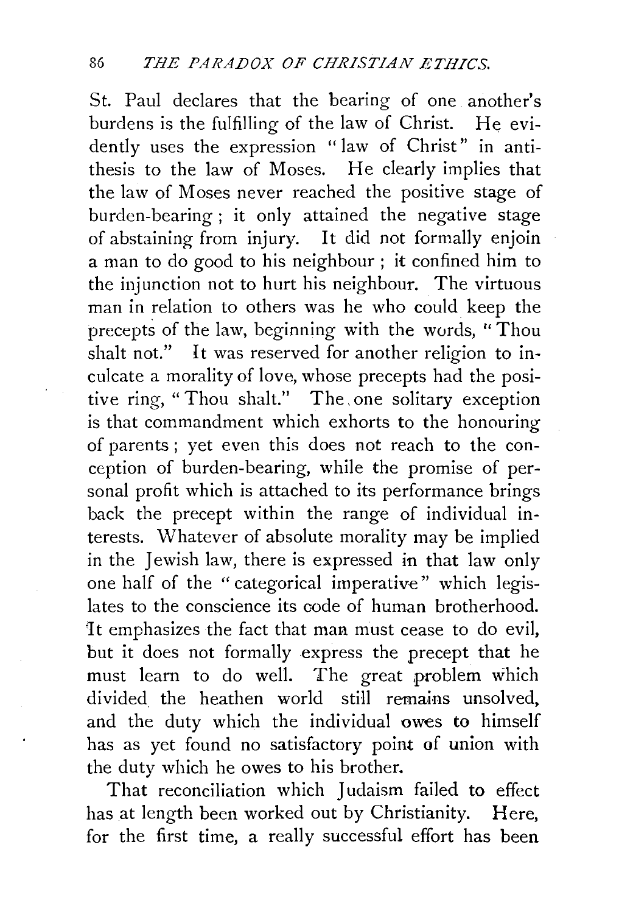St. Paul declares that the bearing of one another's burdens is the fulfilling of the law of Christ. He evidently uses the expression "law of Christ" in antithesis to the law of Moses. He clearly implies that the law of Moses never reached the positive stage of burden-bearing; it only attained the negative stage of abstaining from injury. It did not formally enjoin a man to do good to his neighbour; it confined him to the injunction not to hurt his neighbour. The virtuous man in relation to others was he who could keep the precepts of the law, beginning with the words, "Thou shalt not." It was reserved for another religion to inculcate a morality of love, whose precepts had the positive ring, "Thou shalt." The one solitary exception is that commandment which exhorts to the honouring of parents; yet even this does not reach to the conception of burden-bearing, while the promise of personal profit which is attached to its performance brings back the precept within the range of individual interests. Whatever of absolute morality may be implied in the Jewish law, there is expressed in that law only one half of the "categorical imperative" which legislates to the conscience its code of human brotherhood. It emphasizes the fact that man must cease to do evil, but it does not formally express the precept that he must learn to do well. The great problem which divided the heathen world still remains unsolved, and the duty which the individual owes to himself has as yet found no satisfactory point of union with the duty which he owes to his brother.

That reconciliation which Judaism failed to effect has at length been worked out by Christianity. Here, for the first time, a really successful effort has been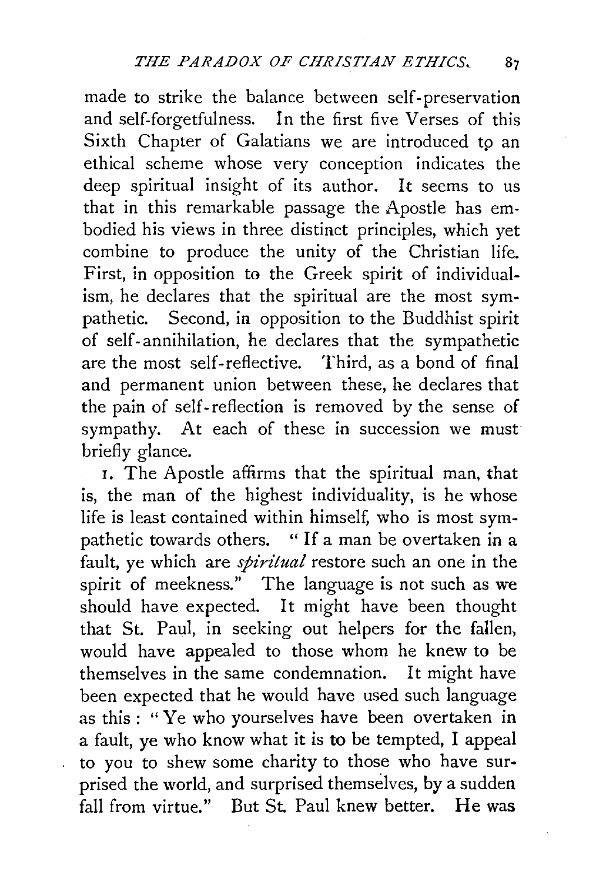made to strike the balance between self-preservation and self-forgetfulness. In the first five Verses of this Sixth Chapter of Galatians we are introduced to an ethical scheme whose very conception indicates the deep spiritual insight of its author. It seems to us that in this remarkable passage the Apostle has embodied his views in three distinct principles, which yet combine to produce the unity of the Christian life. First, in opposition to the Greek spirit of individualism, he declares that the spiritual are the most sympathetic. Second, in opposition to the Buddhist spirit of self-annihilation, he declares that the sympathetic are the most self-reflective. Third, as a bond of final and permanent union between these, he declares that the pain of self-reflection is removed by the sense of sympathy. At each of these in succession we must briefly glance.

1. The Apostle affirms that the spiritual man, that is, the man of the highest individuality, is he whose life is least contained within himself, who is most sympathetic towards others. "If a man be overtaken in a fault, ye which are *spiritual* restore such an one in the spirit of meekness." The language is not such as we should have expected. It might have been thought that St. Paul, in seeking out helpers for the fallen, would have appealed to those whom he knew to be themselves in the same condemnation. It might have been expected that he would have used such language as this: "Ye who yourselves have been overtaken in a fault, ye who know what it is to be tempted, I appeal to you to shew some charity to those who have surprised the world, and surprised themselves, by a sudden fall from virtue." But St. Paul knew better. He was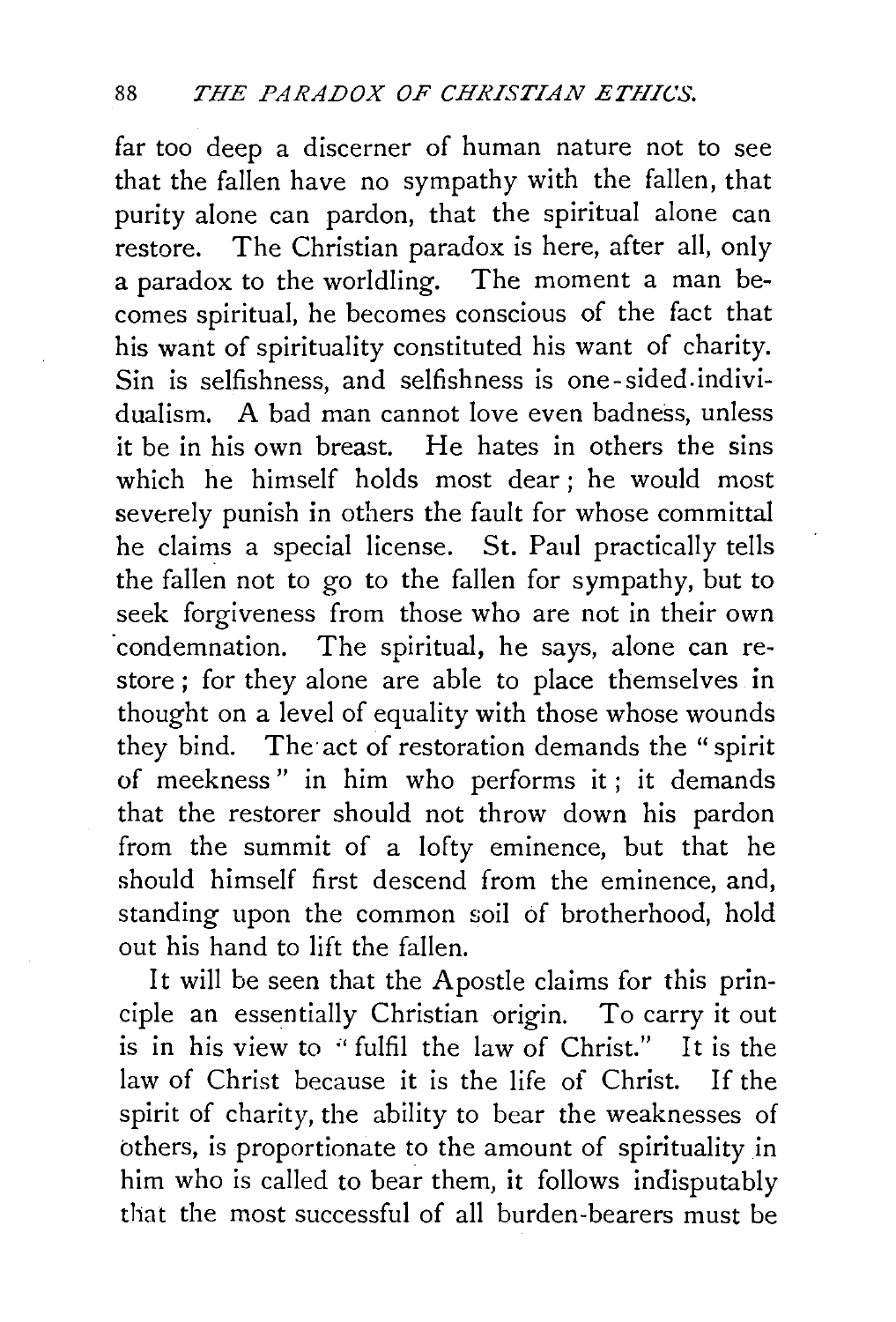far too deep a discerner of human nature not to see that the fallen have no sympathy with the fallen, that purity alone can pardon, that the spiritual alone can restore. The Christian paradox is here, after all, only a paradox to the worldling. The moment a man becomes spiritual, he becomes conscious of the fact that his want of spirituality constituted his want of charity. Sin is selfishness, and selfishness is one-sided individualism. A bad man cannot love even badness, unless it be in his own breast. He hates in others the sins which he himself holds most dear; he would most severely punish in others the fault for whose committal he claims a special license. St. Paul practically tells the fallen not to go to the fallen for sympathy, but to seek forgiveness from those who are not in their own condemnation. The spiritual, he says, alone can restore; for they alone are able to place themselves in thought on a level of equality with those whose wounds they bind. The act of restoration demands the "spirit of meekness" in him who performs it; it demands that the restorer should not throw down his pardon from the summit of a lofty eminence, but that he should himself first descend from the eminence, and, standing upon the common soil of brotherhood, hold out his hand to lift the fallen.

It will be seen that the Apostle claims for this principle an essentially Christian origin. To carry it out is in his view to "fulfil the law of Christ." It is the law of Christ because it is the life of Christ. If the spirit of charity, the ability to bear the weaknesses of others, is proportionate to the amount of spirituality in him who is called to bear them, it follows indisputably that the most successful of all burden-bearers must be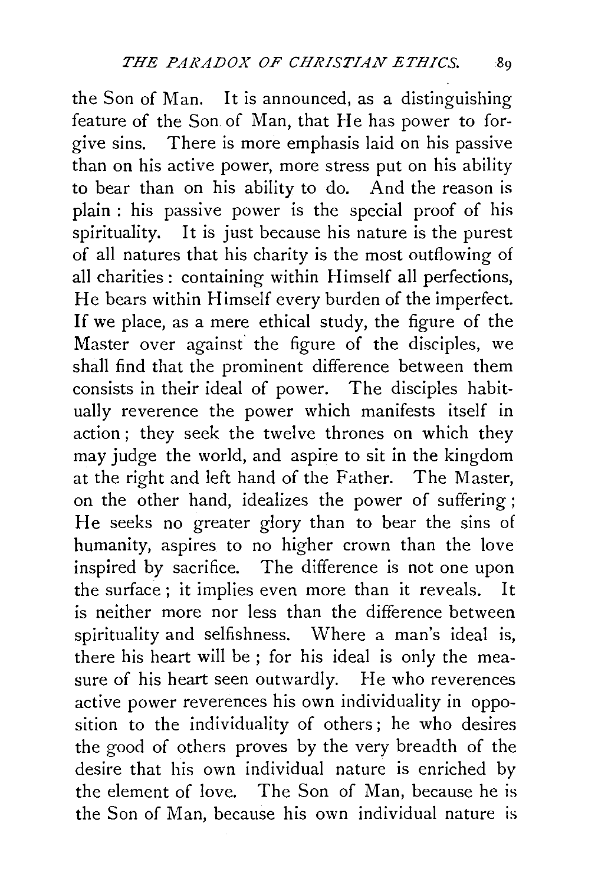the Son of Man. It is announced, as a distinguishing feature of the Son of Man, that He has power to forgive sins. There is more emphasis laid on his passive than on his active power, more stress put on his ability to bear than on his ability to do. And the reason is plain : his passive power is the special proof of his spirituality. It is just because his nature is the purest of all natures that his charity is the most outflowing of all charities : containing within Himself all perfections, He bears within Himself every burden of the imperfect. If we place, as a mere ethical study, the figure of the Master over against the figure of the disciples, we shall find that the prominent difference between them consists in their ideal of power. The disciples habitually reverence the power which manifests itself in action ; they seek the twelve thrones on which they may judge the world, and aspire to sit in the kingdom at the right and left hand of the Father. The Master, on the other hand, idealizes the power of suffering ; He seeks no greater glory than to bear the sins of humanity, aspires to no higher crown than the love inspired by sacrifice. The difference is not one upon the surface ; it implies even more than it reveals. It is neither more nor less than the difference between spirituality and selfishness. Where a man's ideal is, there his heart will be ; for his ideal is only the measure of his heart seen outwardly. He who reverences active power reverences his own individuality in opposition to the individuality of others ; he who desires the good of others proves by the very breadth of the desire that his own individual nature is enriched by the element of love. The Son of Man, because he is the Son of Man, because his own individual nature is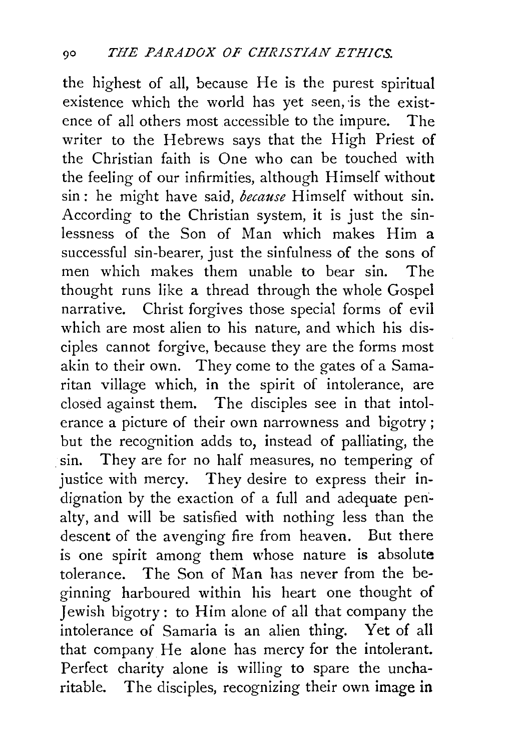the highest of all, because He is the purest spiritual existence which the world has yet seen, is the existence of all others most accessible to the impure. The writer to the Hebrews says that the High Priest of the Christian faith is One who can be touched with the feeling of our infirmities, although Himself without sin: he might have said, *because* Himself without sin. According to the Christian system, it is just the sinlessness of the Son of Man which makes Him a successful sin-bearer, just the sinfulness of the sons of men which makes them unable to bear sin. The thought runs like a thread through the whole Gospel narrative. Christ forgives those special forms of evil which are most alien to his nature, and which his disciples cannot forgive, because they are the forms most akin to their own. They come to the gates of a Samaritan village which, in the spirit of intolerance, are closed against them. The disciples see in that intolerance a picture of their own narrowness and bigotry; but the recognition adds to, instead of palliating, the sin. They are for no half measures, no tempering of justice with mercy. They desire to express their indignation by the exaction of a full and adequate penalty, and will be satisfied with nothing less than the descent of the avenging fire from heaven. But there is one spirit among them whose nature is absolute tolerance. The Son of Man has never from the beginning harboured within his heart one thought of Jewish bigotry: to Him alone of all that company the intolerance of Samaria is an alien thing. Yet of all that company He alone has mercy for the intolerant. Perfect charity alone is willing to spare the uncharitable. The disciples, recognizing their own image in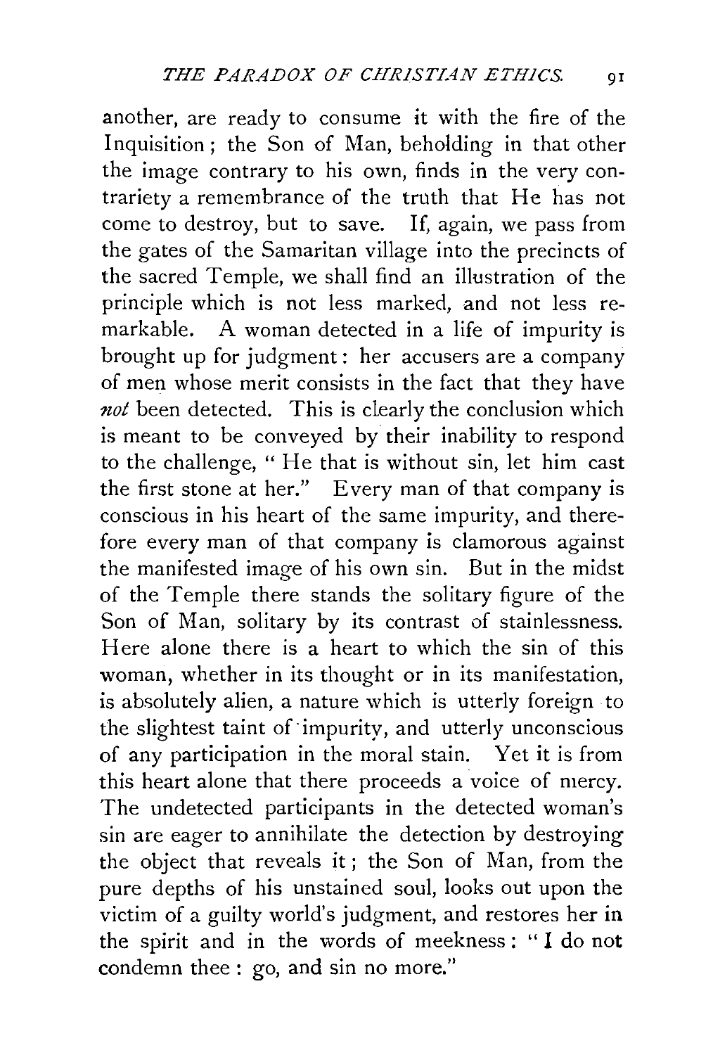another, are ready to consume it with the fire of the Inquisition; the Son of Man, beholding in that other the image contrary to his own, finds in the very contrariety a remembrance of the truth that He has not come to destroy, but to save. If, again, we pass from the gates of the Samaritan village into the precincts of the sacred Temple, we shall find an illustration of the principle which is not less marked, and not less remarkable. A woman detected in a life of impurity is brought up for judgment: her accusers are a company of men whose merit consists in the fact that they have *not* been detected. This is clearly the conclusion which is meant to be conveyed by their inability to respond to the challenge, "He that is without sin, let him cast the first stone at her." Every man of that company is conscious in his heart of the same impurity, and therefore every man of that company is clamorous against the manifested image of his own sin. But in the midst of the Temple there stands the solitary figure of the Son of Man, solitary by its contrast of stainlessness. Here alone there is a heart to which the sin of this woman, whether in its thought or in its manifestation, is absolutely alien, a nature which is utterly foreign to the slightest taint of impurity, and utterly unconscious of any participation in the moral stain. Yet it is from this heart alone that there proceeds a voice of mercy. The undetected participants in the detected woman's sin are eager to annihilate the detection by destroying the object that reveals it; the Son of Man, from the pure depths of his unstained soul, looks out upon the victim of a guilty world's judgment, and restores her in the spirit and in the words of meekness: "I do not condemn thee: go, and sin no more."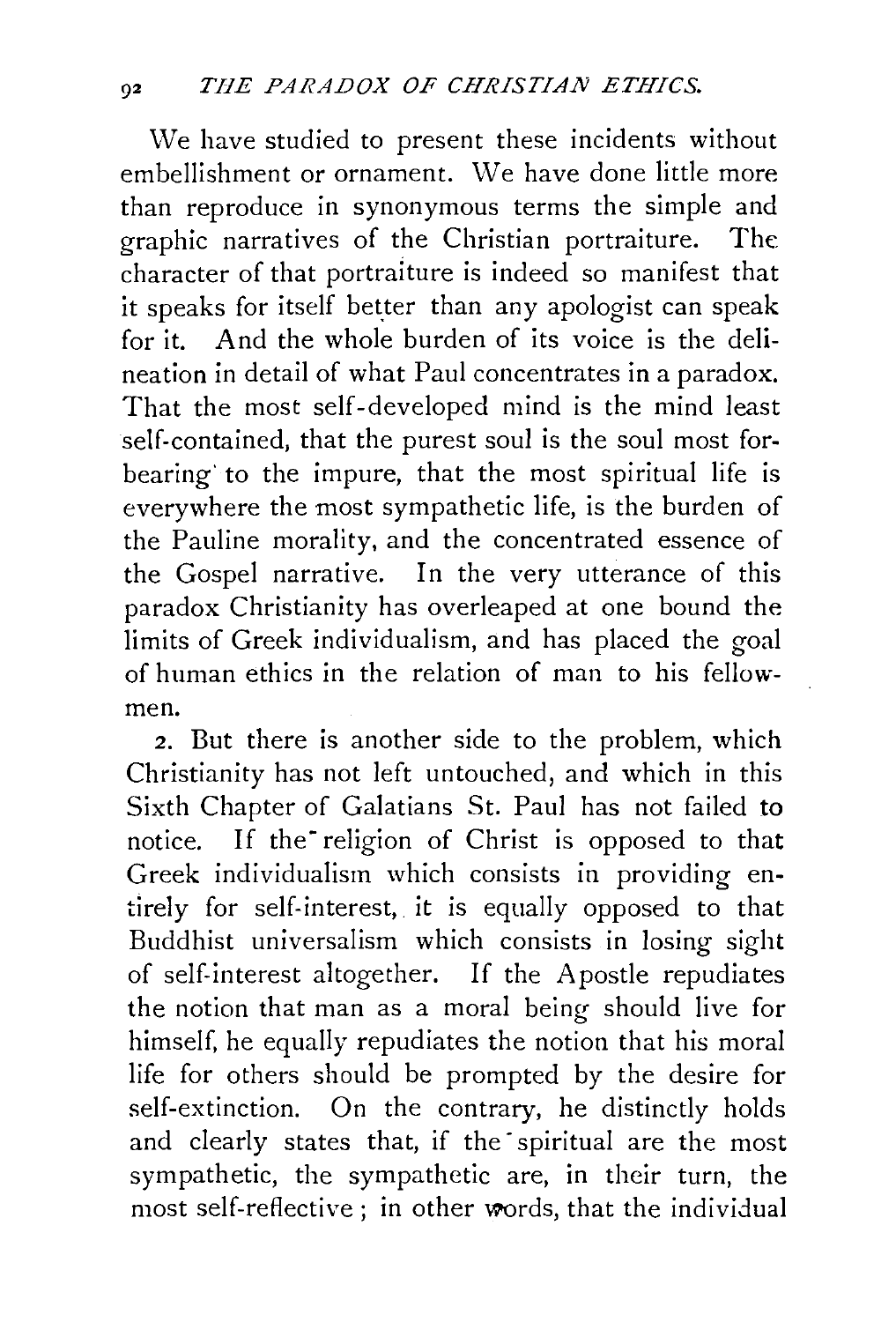We have studied to present these incidents without embellishment or ornament. We have done little more than reproduce in synonymous terms the simple and graphic narratives of the Christian portraiture. The character of that portraiture is indeed so manifest that it speaks for itself better than any apologist can speak for it. And the whole burden of its voice is the delineation in detail of what Paul concentrates in a paradox. That the most self-developed mind is the mind least self-contained, that the purest soul is the soul most forbearing to the impure, that the most spiritual life is everywhere the most sympathetic life, is the burden of the Pauline morality, and the concentrated essence of the Gospel narrative. In the very utterance of this paradox Christianity has overleaped at one bound the limits of Greek individualism, and has placed the goal of human ethics in the relation of man to his fellow-men.

2. But there is another side to the problem, which Christianity has not left untouched, and which in this Sixth Chapter of Galatians St. Paul has not failed to notice. If the religion of Christ is opposed to that Greek individualism which consists in providing entirely for self-interest, it is equally opposed to that Buddhist universalism which consists in losing sight of self-interest altogether. If the Apostle repudiates the notion that man as a moral being should live for himself, he equally repudiates the notion that his moral life for others should be prompted by the desire for self-extinction. On the contrary, he distinctly holds and clearly states that, if the spiritual are the most sympathetic, the sympathetic are, in their turn, the most self-reflective; in other words, that the individual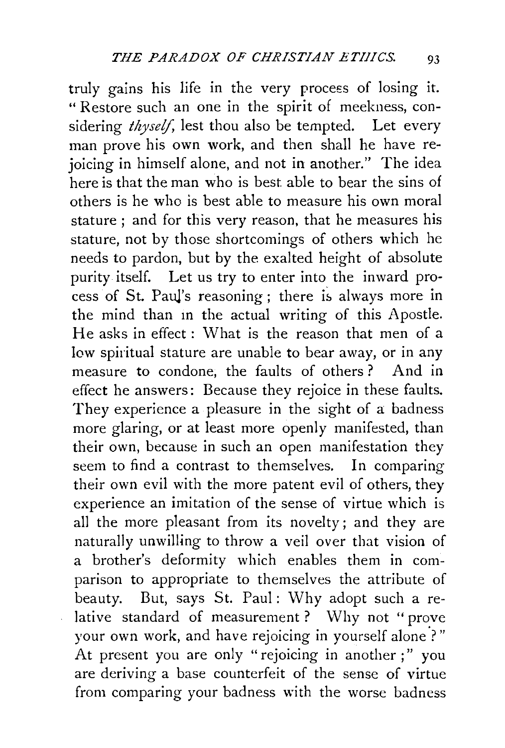truly gains his life in the very process of losing it. "Restore such an one in the spirit of meekness, considering *thyself*, lest thou also be tempted. Let every man prove his own work, and then shall he have rejoicing in himself alone, and not in another." The idea here is that the man who is best able to bear the sins of others is he who is best able to measure his own moral stature; and for this very reason, that he measures his stature, not by those shortcomings of others which he needs to pardon, but by the exalted height of absolute purity itself. Let us try to enter into the inward process of St. Paul's reasoning; there is always more in the mind than in the actual writing of this Apostle. He asks in effect: What is the reason that men of a low spiritual stature are unable to bear away, or in any measure to condone, the faults of others? And in effect he answers: Because they rejoice in these faults. They experience a pleasure in the sight of a badness more glaring, or at least more openly manifested, than their own, because in such an open manifestation they seem to find a contrast to themselves. In comparing their own evil with the more patent evil of others, they experience an imitation of the sense of virtue which is all the more pleasant from its novelty; and they are naturally unwilling to throw a veil over that vision of a brother's deformity which enables them in comparison to appropriate to themselves the attribute of beauty. But, says St. Paul: Why adopt such a relative standard of measurement? Why not "prove your own work, and have rejoicing in yourself alone?" At present you are only "rejoicing in another;" you are deriving a base counterfeit of the sense of virtue from comparing your badness with the worse badness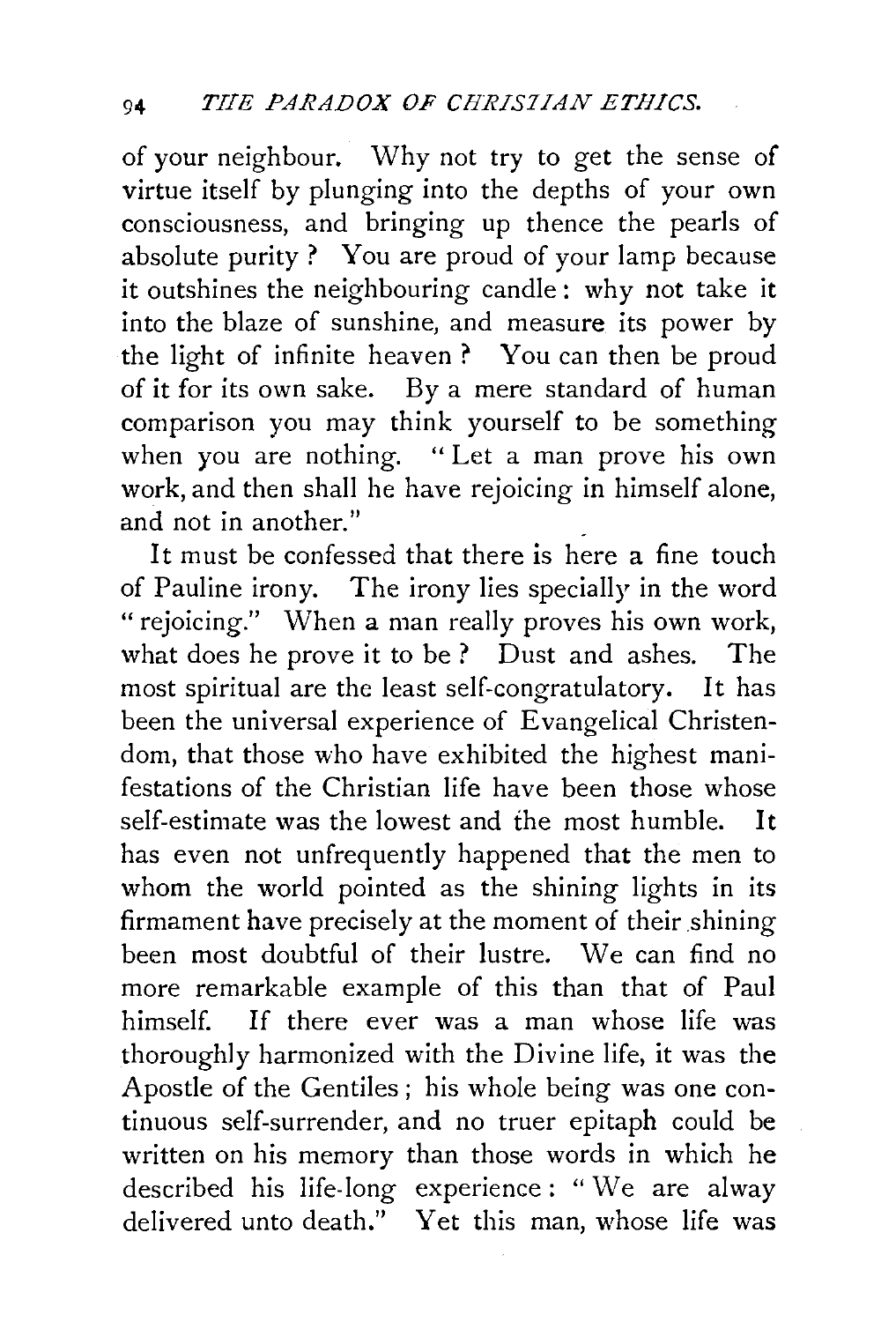of your neighbour. Why not try to get the sense of virtue itself by plunging into the depths of your own consciousness, and bringing up thence the pearls of absolute purity? You are proud of your lamp because it outshines the neighbouring candle: why not take it into the blaze of sunshine, and measure its power by the light of infinite heaven? You can then be proud of it for its own sake. By a mere standard of human comparison you may think yourself to be something when you are nothing. "Let a man prove his own work, and then shall he have rejoicing in himself alone, and not in another."

It must be confessed that there is here a fine touch of Pauline irony. The irony lies specially in the word "rejoicing." When a man really proves his own work, what does he prove it to be? Dust and ashes. The most spiritual are the least self-congratulatory. It has been the universal experience of Evangelical Christendom, that those who have exhibited the highest manifestations of the Christian life have been those whose self-estimate was the lowest and the most humble. It has even not unfrequently happened that the men to whom the world pointed as the shining lights in its firmament have precisely at the moment of their shining been most doubtful of their lustre. We can find no more remarkable example of this than that of Paul himself. If there ever was a man whose life was thoroughly harmonized with the Divine life, it was the Apostle of the Gentiles; his whole being was one continuous self-surrender, and no truer epitaph could be written on his memory than those words in which he described his life-long experience: "We are alway delivered unto death." Yet this man, whose life was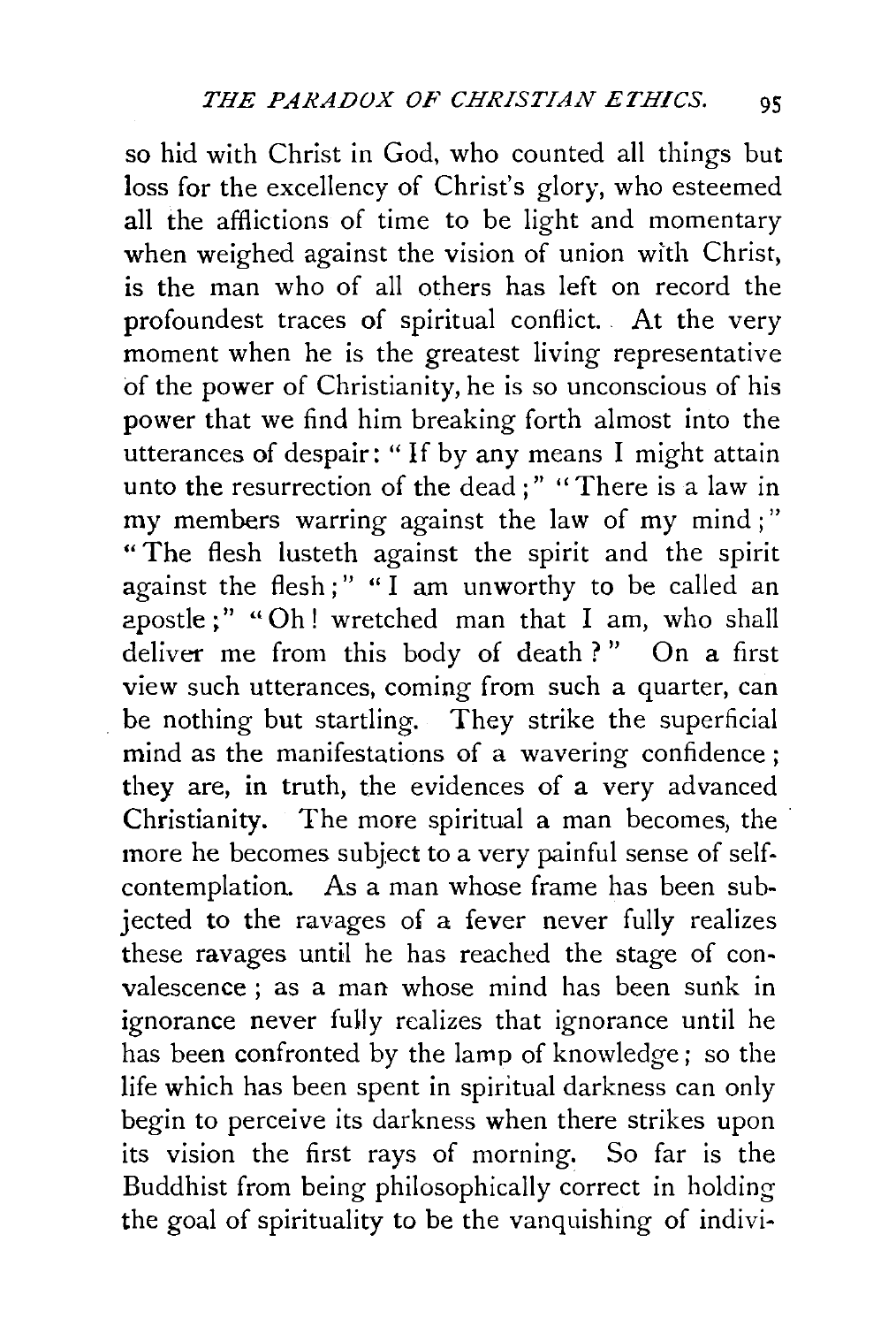so hid with Christ in God, who counted all things but loss for the excellency of Christ's glory, who esteemed all the afflictions of time to be light and momentary when weighed against the vision of union with Christ, is the man who of all others has left on record the profoundest traces of spiritual conflict. At the very moment when he is the greatest living representative of the power of Christianity, he is so unconscious of his power that we find him breaking forth almost into the utterances of despair: "If by any means I might attain unto the resurrection of the dead;" "There is a law in my members warring against the law of my mind;" "The flesh lusteth against the spirit and the spirit against the flesh;" "I am unworthy to be called an apostle;" "Oh! wretched man that I am, who shall deliver me from this body of death?" On a first view such utterances, coming from such a quarter, can be nothing but startling. They strike the superficial mind as the manifestations of a wavering confidence; they are, in truth, the evidences of a very advanced Christianity. The more spiritual a man becomes, the more he becomes subject to a very painful sense of self-contemplation. As a man whose frame has been subjected to the ravages of a fever never fully realizes these ravages until he has reached the stage of convalescence; as a man whose mind has been sunk in ignorance never fully realizes that ignorance until he has been confronted by the lamp of knowledge; so the life which has been spent in spiritual darkness can only begin to perceive its darkness when there strikes upon its vision the first rays of morning. So far is the Buddhist from being philosophically correct in holding the goal of spirituality to be the vanquishing of indivi-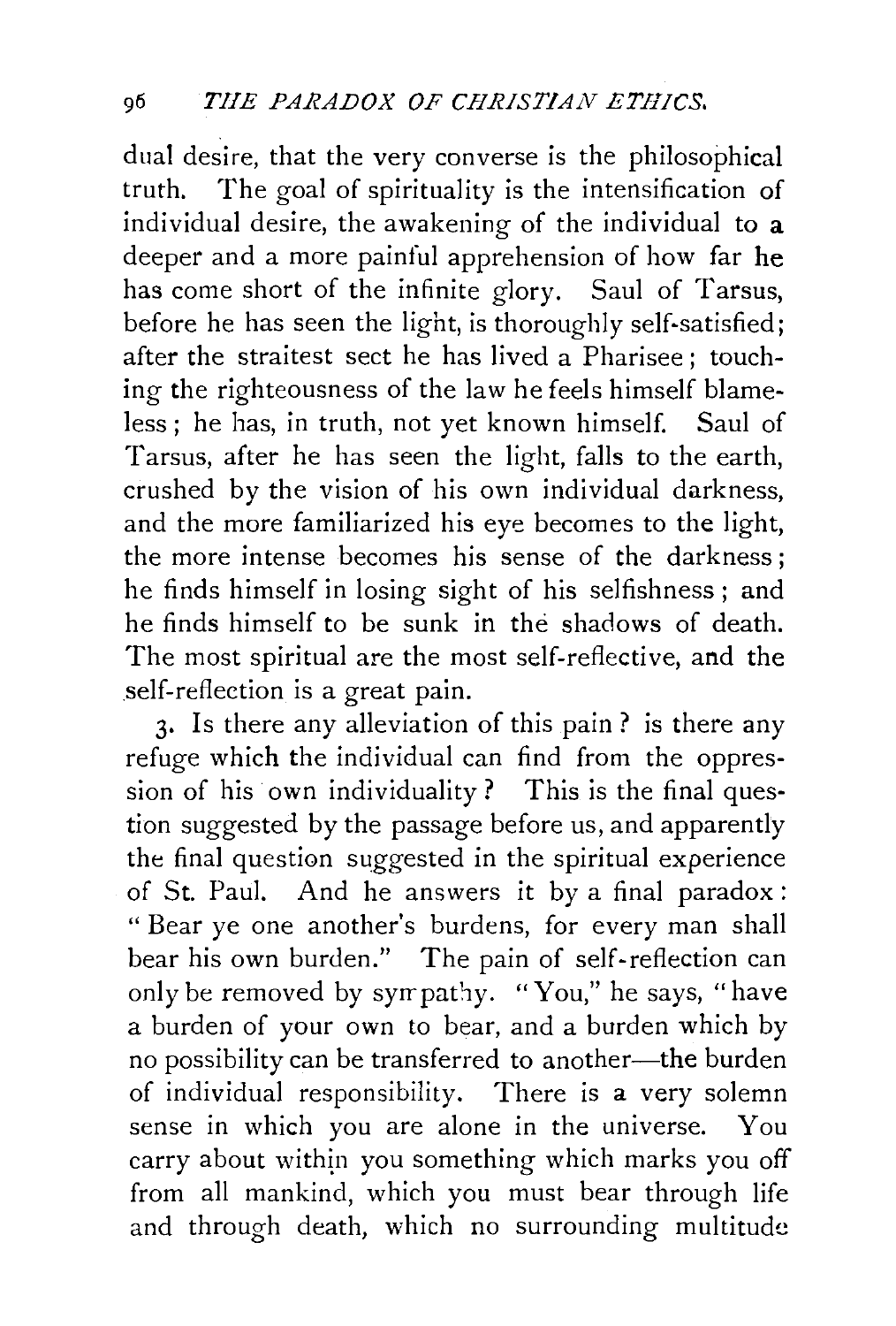dual desire, that the very converse is the philosophical truth. The goal of spirituality is the intensification of individual desire, the awakening of the individual to a deeper and a more painful apprehension of how far he has come short of the infinite glory. Saul of Tarsus, before he has seen the light, is thoroughly self-satisfied; after the straitest sect he has lived a Pharisee; touching the righteousness of the law he feels himself blameless; he has, in truth, not yet known himself. Saul of Tarsus, after he has seen the light, falls to the earth, crushed by the vision of his own individual darkness, and the more familiarized his eye becomes to the light, the more intense becomes his sense of the darkness; he finds himself in losing sight of his selfishness; and he finds himself to be sunk in the shadows of death. The most spiritual are the most self-reflective, and the self-reflection is a great pain.

3. Is there any alleviation of this pain? is there any refuge which the individual can find from the oppression of his own individuality? This is the final question suggested by the passage before us, and apparently the final question suggested in the spiritual experience of St. Paul. And he answers it by a final paradox: "Bear ye one another's burdens, for every man shall bear his own burden." The pain of self-reflection can only be removed by sympathy. "You," he says, "have a burden of your own to bear, and a burden which by no possibility can be transferred to another—the burden of individual responsibility. There is a very solemn sense in which you are alone in the universe. You carry about within you something which marks you off from all mankind, which you must bear through life and through death, which no surrounding multitude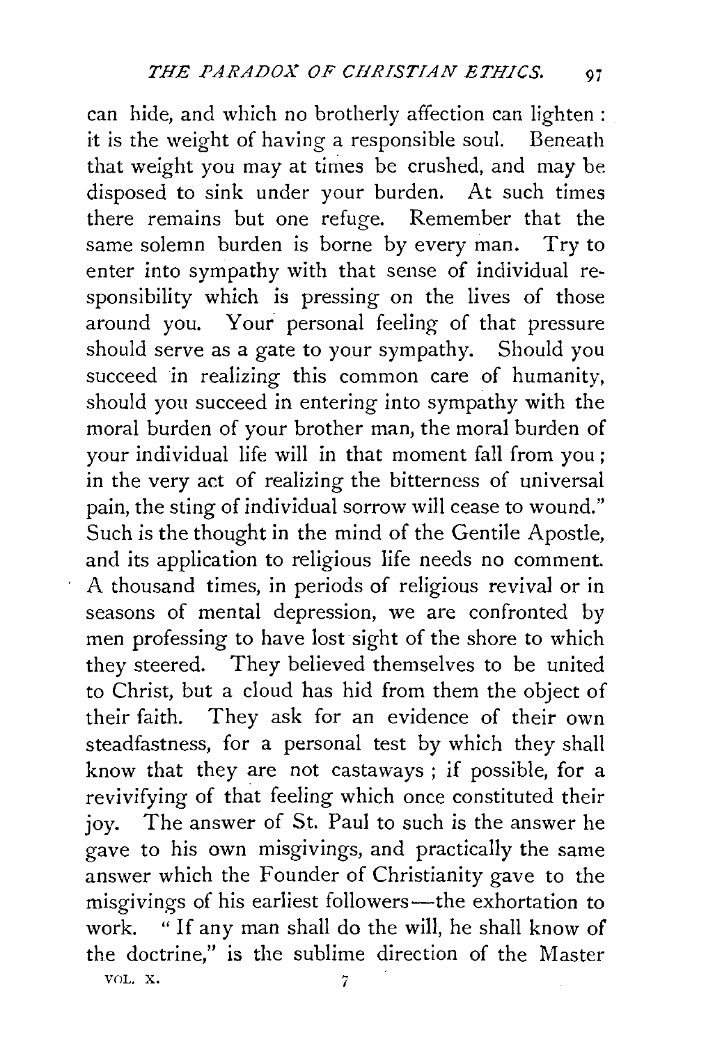can hide, and which no brotherly affection can lighten: it is the weight of having a responsible soul. Beneath that weight you may at times be crushed, and may be disposed to sink under your burden. At such times there remains but one refuge. Remember that the same solemn burden is borne by every man. Try to enter into sympathy with that sense of individual responsibility which is pressing on the lives of those around you. Your personal feeling of that pressure should serve as a gate to your sympathy. Should you succeed in realizing this common care of humanity, should you succeed in entering into sympathy with the moral burden of your brother man, the moral burden of your individual life will in that moment fall from you; in the very act of realizing the bitterness of universal pain, the sting of individual sorrow will cease to wound." Such is the thought in the mind of the Gentile Apostle, and its application to religious life needs no comment. A thousand times, in periods of religious revival or in seasons of mental depression, we are confronted by men professing to have lost sight of the shore to which they steered. They believed themselves to be united to Christ, but a cloud has hid from them the object of their faith. They ask for an evidence of their own steadfastness, for a personal test by which they shall know that they are not castaways; if possible, for a revivifying of that feeling which once constituted their joy. The answer of St. Paul to such is the answer he gave to his own misgivings, and practically the same answer which the Founder of Christianity gave to the misgivings of his earliest followers—the exhortation to work. "If any man shall do the will, he shall know of the doctrine," is the sublime direction of the Master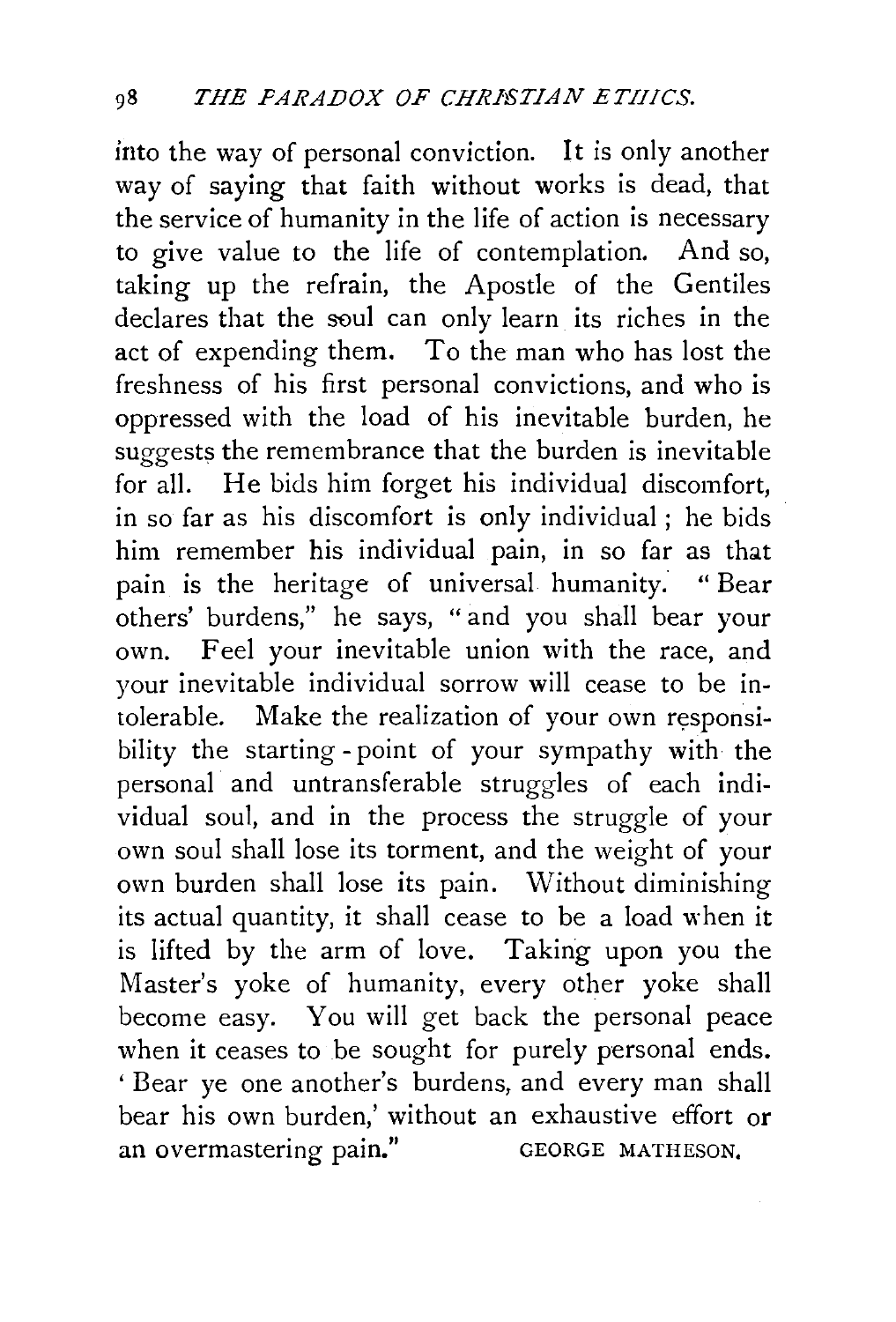into the way of personal conviction. It is only another way of saying that faith without works is dead, that the service of humanity in the life of action is necessary to give value to the life of contemplation. And so, taking up the refrain, the Apostle of the Gentiles declares that the soul can only learn its riches in the act of expending them. To the man who has lost the freshness of his first personal convictions, and who is oppressed with the load of his inevitable burden, he suggests the remembrance that the burden is inevitable for all. He bids him forget his individual discomfort, in so far as his discomfort is only individual; he bids him remember his individual pain, in so far as that pain is the heritage of universal humanity. "Bear others' burdens," he says, "and you shall bear your own. Feel your inevitable union with the race, and your inevitable individual sorrow will cease to be intolerable. Make the realization of your own responsibility the starting-point of your sympathy with the personal and untransferable struggles of each individual soul, and in the process the struggle of your own soul shall lose its torment, and the weight of your own burden shall lose its pain. Without diminishing its actual quantity, it shall cease to be a load when it is lifted by the arm of love. Taking upon you the Master's yoke of humanity, every other yoke shall become easy. You will get back the personal peace when it ceases to be sought for purely personal ends. 'Bear ye one another's burdens, and every man shall bear his own burden,' without an exhaustive effort or an overmastering pain." GEORGE MATHESON.